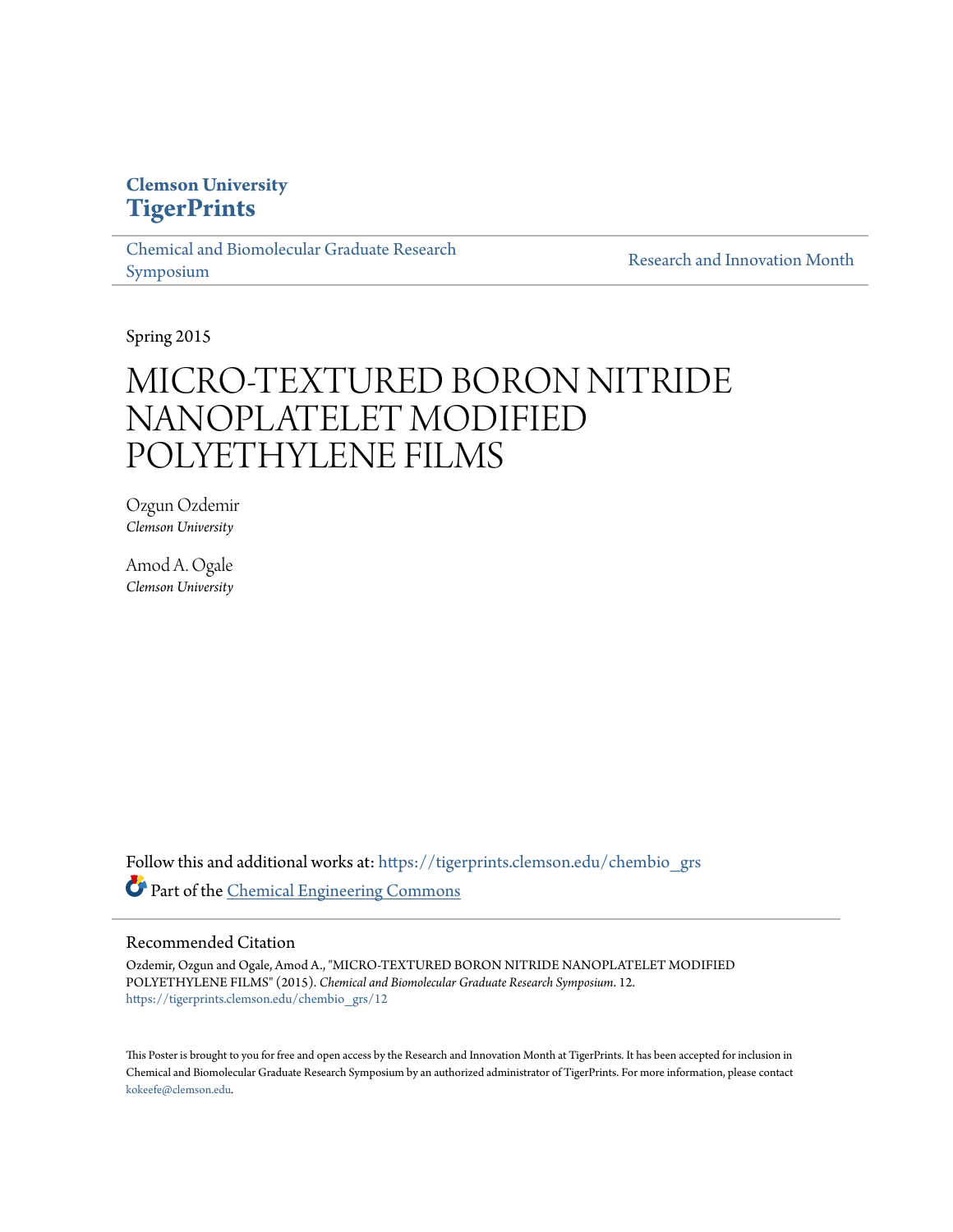**Clemson University**
# TigerPrints

Chemical and Biomolecular Graduate Research Symposium

Research and Innovation Month

Spring 2015

# MICRO-TEXTURED BORON NITRIDE NANOPLATELET MODIFIED POLYETHYLENE FILMS

Ozgun Ozdemir
*Clemson University*

Amod A. Ogale
*Clemson University*

Follow this and additional works at: https://tigerprints.clemson.edu/chembio_grs

Part of the Chemical Engineering Commons

## Recommended Citation

Ozdemir, Ozgun and Ogale, Amod A., "MICRO-TEXTURED BORON NITRIDE NANOPLATELET MODIFIED POLYETHYLENE FILMS" (2015). *Chemical and Biomolecular Graduate Research Symposium*. 12. https://tigerprints.clemson.edu/chembio_grs/12

This Poster is brought to you for free and open access by the Research and Innovation Month at TigerPrints. It has been accepted for inclusion in Chemical and Biomolecular Graduate Research Symposium by an authorized administrator of TigerPrints. For more information, please contact kokeefe@clemson.edu.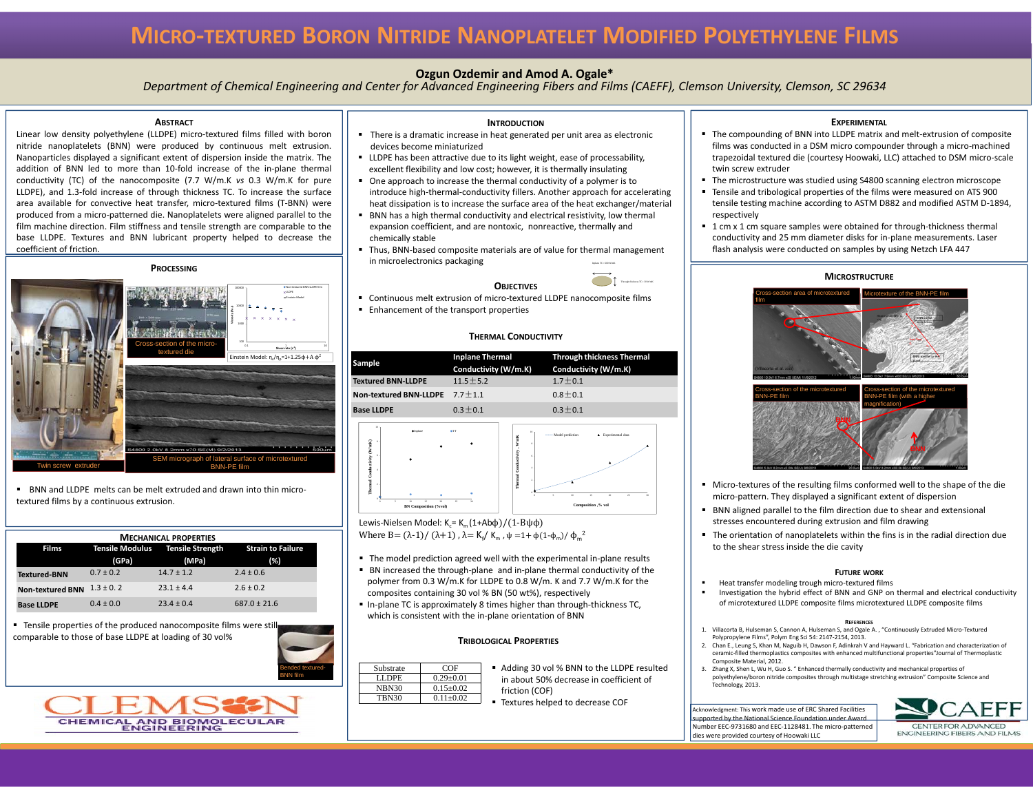# Micro-textured Boron Nitride Nanoplatelet Modified Polyethylene Films

**Ozgun Ozdemir and Amod A. Ogale***

*Department of Chemical Engineering and Center for Advanced Engineering Fibers and Films (CAEFF), Clemson University, Clemson, SC 29634*

## Abstract

Linear low density polyethylene (LLDPE) micro-textured films filled with boron nitride nanoplatelets (BNN) were produced by continuous melt extrusion. Nanoparticles displayed a significant extent of dispersion inside the matrix. The addition of BNN led to more than 10-fold increase of the in-plane thermal conductivity (TC) of the nanocomposite (7.7 W/m.K *vs* 0.3 W/m.K for pure LLDPE), and 1.3-fold increase of through thickness TC. To increase the surface area available for convective heat transfer, micro-textured films (T-BNN) were produced from a micro-patterned die. Nanoplatelets were aligned parallel to the film machine direction. Film stiffness and tensile strength are comparable to the base LLDPE. Textures and BNN lubricant property helped to decrease the coefficient of friction.

## Processing

Cross-section of the micro-textured die

Einstein Model: $\eta_c/\eta_o = 1 + 1.25\phi + A\,\phi^2$

Twin screw extruder

SEM micrograph of lateral surface of microtextured BNN-PE film

- BNN and LLDPE melts can be melt extruded and drawn into thin micro-textured films by a continuous extrusion.

## Mechanical Properties

| Films | Tensile Modulus (GPa) | Tensile Strength (MPa) | Strain to Failure (%) |
|---|---|---|---|
| Textured-BNN | 0.7 ± 0.2 | 14.7 ± 1.2 | 2.4 ± 0.6 |
| Non-textured BNN | 1.3 ± 0. 2 | 23.1 ± 4.4 | 2.6 ± 0.2 |
| Base LLDPE | 0.4 ± 0.0 | 23.4 ± 0.4 | 687.0 ± 21.6 |

- Tensile properties of the produced nanocomposite films were still comparable to those of base LLDPE at loading of 30 vol%

Bended textured-BNN film

## Introduction

- There is a dramatic increase in heat generated per unit area as electronic devices become miniaturized
- LLDPE has been attractive due to its light weight, ease of processability, excellent flexibility and low cost; however, it is thermally insulating
- One approach to increase the thermal conductivity of a polymer is to introduce high-thermal-conductivity fillers. Another approach for accelerating heat dissipation is to increase the surface area of the heat exchanger/material
- BNN has a high thermal conductivity and electrical resistivity, low thermal expansion coefficient, and are nontoxic, nonreactive, thermally and chemically stable
- Thus, BNN-based composite materials are of value for thermal management in microelectronics packaging

## Objectives

- Continuous melt extrusion of micro-textured LLDPE nanocomposite films
- Enhancement of the transport properties

## Thermal Conductivity

| Sample | Inplane Thermal Conductivity (W/m.K) | Through thickness Thermal Conductivity (W/m.K) |
|---|---|---|
| Textured BNN-LLDPE | 11.5 ± 5.2 | 1.7 ± 0.1 |
| Non-textured BNN-LLDPE | 7.7 ± 1.1 | 0.8 ± 0.1 |
| Base LLDPE | 0.3 ± 0.1 | 0.3 ± 0.1 |

Inplane TT

Thermal Conductivity (W/mK)

BN Composition (%vol)

Model prediction Experimental data

Thermal Conductivity, W/mK

Composition, % vol

Lewis-Nielsen Model: $K_c = K_m(1 + A b\phi)/(1 - B\psi\phi)$

Where $B = (\lambda - 1)/(\lambda + 1)$, $\lambda = K_f/K_m$, $\psi = 1 + \phi(1 - \phi_m)/\phi_m^2$

- The model prediction agreed well with the experimental in-plane results
- BN increased the through-plane and in-plane thermal conductivity of the polymer from 0.3 W/m.K for LLDPE to 0.8 W/m. K and 7.7 W/m.K for the composites containing 30 vol % BN (50 wt%), respectively
- In-plane TC is approximately 8 times higher than through-thickness TC, which is consistent with the in-plane orientation of BNN

## Tribological Properties

| Substrate | COF |
|---|---|
| LLDPE | 0.29±0.01 |
| NBN30 | 0.15±0.02 |
| TBN30 | 0.11±0.02 |

- Adding 30 vol % BNN to the LLDPE resulted in about 50% decrease in coefficient of friction (COF)
- Textures helped to decrease COF

## Experimental

- The compounding of BNN into LLDPE matrix and melt-extrusion of composite films was conducted in a DSM micro compounder through a micro-machined trapezoidal textured die (courtesy Hoowaki, LLC) attached to DSM micro-scale twin screw extruder
- The microstructure was studied using S4800 scanning electron microscope
- Tensile and tribological properties of the films were measured on ATS 900 tensile testing machine according to ASTM D882 and modified ASTM D-1894, respectively
- 1 cm x 1 cm square samples were obtained for through-thickness thermal conductivity and 25 mm diameter disks for in-plane measurements. Laser flash analysis were conducted on samples by using Netzch LFA 447

## Microstructure

Cross-section area of microtextured film

Microtexture of the BNN-PE film

Cross-section of the microtextured BNN-PE film

Cross-section of the microtextured BNN-PE film (with a higher magnification)

- Micro-textures of the resulting films conformed well to the shape of the die micro-pattern. They displayed a significant extent of dispersion
- BNN aligned parallel to the film direction due to shear and extensional stresses encountered during extrusion and film drawing
- The orientation of nanoplatelets within the fins is in the radial direction due to the shear stress inside the die cavity

## Future Work

- Heat transfer modeling trough micro-textured films
- Investigation the hybrid effect of BNN and GNP on thermal and electrical conductivity of microtextured LLDPE composite films microtextured LLDPE composite films

### References

1. Villacorta B, Hulseman S, Cannon A, Hulseman S, and Ogale A. , "Continuously Extruded Micro-Textured Polypropylene Films", Polym Eng Sci 54: 2147-2154, 2013.
2. Chan E., Leung S, Khan M, Naguib H, Dawson F, Adinkrah V and Hayward L. "Fabrication and characterization of ceramic-filled thermoplastics composites with enhanced multifunctional properties"Journal of Thermoplastic Composite Material, 2012.
3. Zhang X, Shen L, Wu H, Guo S. " Enhanced thermally conductivity and mechanical properties of polyethylene/boron nitride composites through multistage stretching extrusion" Composite Science and Technology, 2013.

Acknowledgment: This work made use of ERC Shared Facilities supported by the National Science Foundation under Award Number EEC-9731680 and EEC-1128481. The micro-patterned dies were provided courtesy of Hoowaki LLC